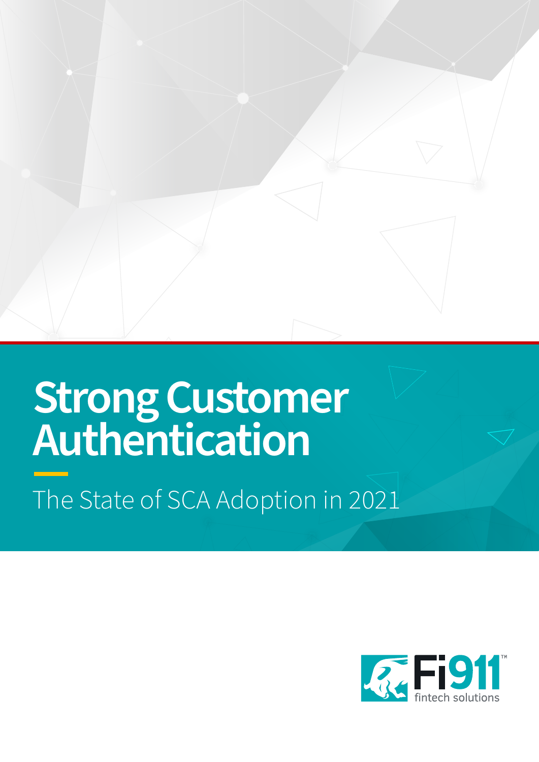# Strong Customer Authentication

The State of SCA Adoption in 2021

Fi911 fintech solutions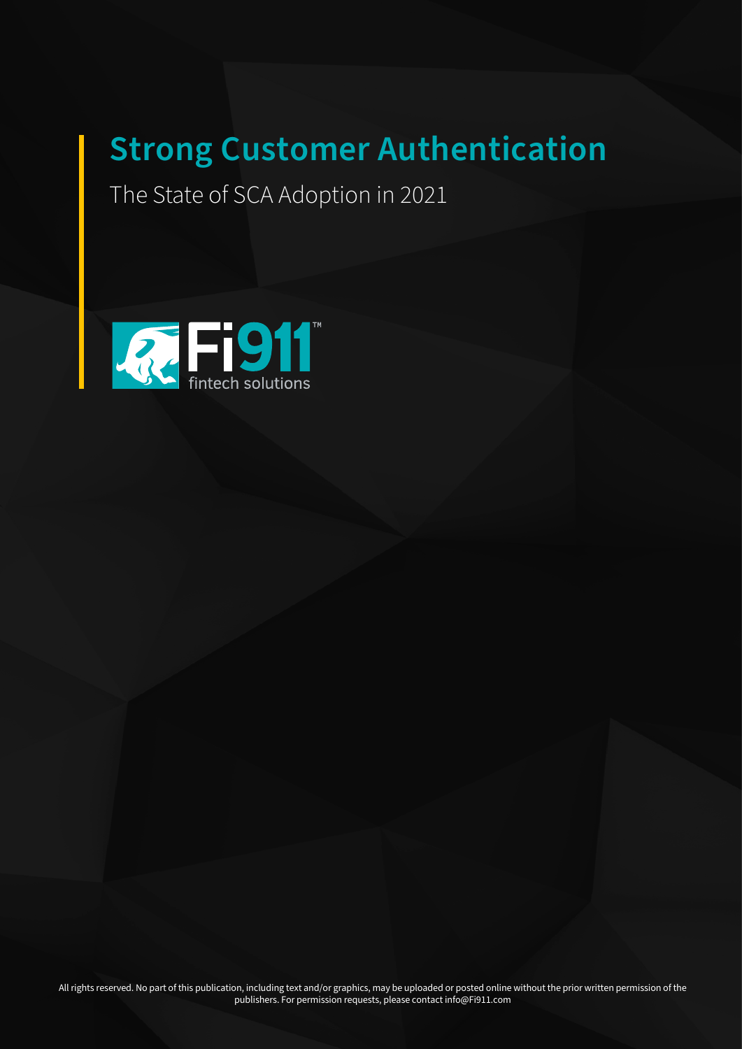# Strong Customer Authentication

The State of SCA Adoption in 2021

Fi911

fintech solutions

All rights reserved. No part of this publication, including text and/or graphics, may be uploaded or posted online without the prior written permission of the publishers. For permission requests, please contact info@Fi911.com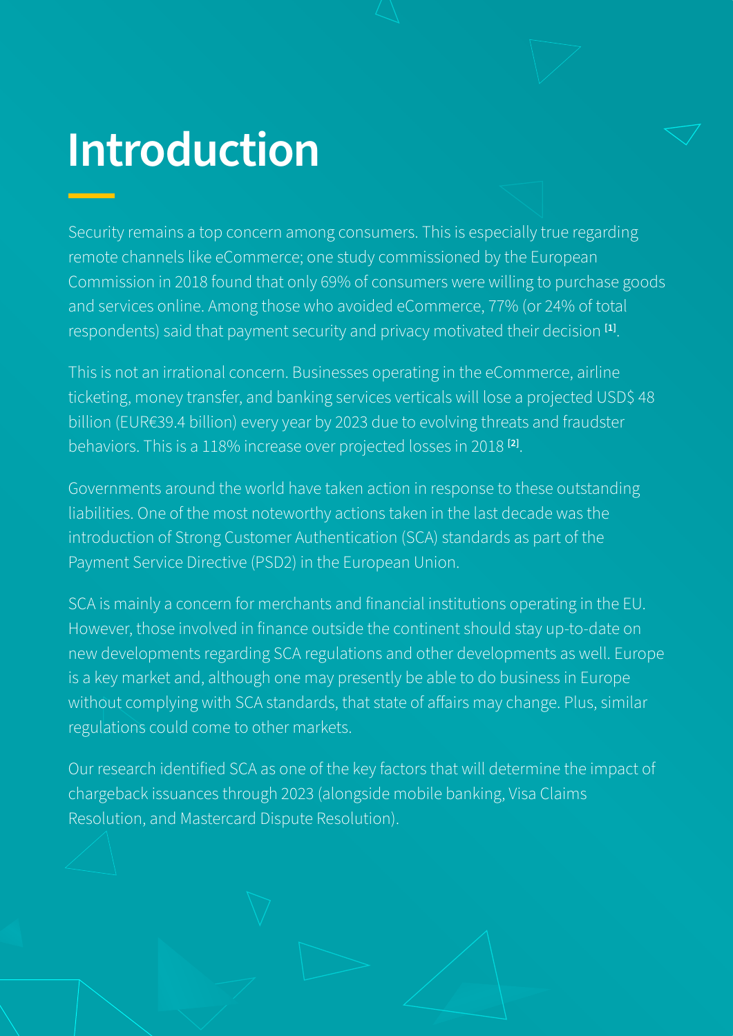# Introduction

Security remains a top concern among consumers. This is especially true regarding remote channels like eCommerce; one study commissioned by the European Commission in 2018 found that only 69% of consumers were willing to purchase goods and services online. Among those who avoided eCommerce, 77% (or 24% of total respondents) said that payment security and privacy motivated their decision [1].

This is not an irrational concern. Businesses operating in the eCommerce, airline ticketing, money transfer, and banking services verticals will lose a projected USD$ 48 billion (EUR€39.4 billion) every year by 2023 due to evolving threats and fraudster behaviors. This is a 118% increase over projected losses in 2018 [2].

Governments around the world have taken action in response to these outstanding liabilities. One of the most noteworthy actions taken in the last decade was the introduction of Strong Customer Authentication (SCA) standards as part of the Payment Service Directive (PSD2) in the European Union.

SCA is mainly a concern for merchants and financial institutions operating in the EU. However, those involved in finance outside the continent should stay up-to-date on new developments regarding SCA regulations and other developments as well. Europe is a key market and, although one may presently be able to do business in Europe without complying with SCA standards, that state of affairs may change. Plus, similar regulations could come to other markets.

Our research identified SCA as one of the key factors that will determine the impact of chargeback issuances through 2023 (alongside mobile banking, Visa Claims Resolution, and Mastercard Dispute Resolution).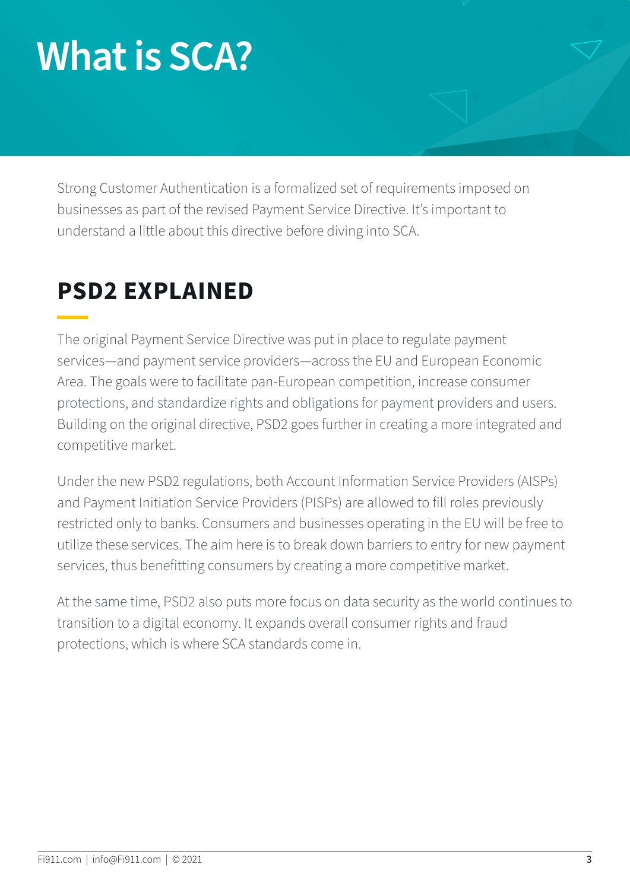# What is SCA?

Strong Customer Authentication is a formalized set of requirements imposed on businesses as part of the revised Payment Service Directive. It's important to understand a little about this directive before diving into SCA.

## PSD2 EXPLAINED

The original Payment Service Directive was put in place to regulate payment services—and payment service providers—across the EU and European Economic Area. The goals were to facilitate pan-European competition, increase consumer protections, and standardize rights and obligations for payment providers and users. Building on the original directive, PSD2 goes further in creating a more integrated and competitive market.

Under the new PSD2 regulations, both Account Information Service Providers (AISPs) and Payment Initiation Service Providers (PISPs) are allowed to fill roles previously restricted only to banks. Consumers and businesses operating in the EU will be free to utilize these services. The aim here is to break down barriers to entry for new payment services, thus benefitting consumers by creating a more competitive market.

At the same time, PSD2 also puts more focus on data security as the world continues to transition to a digital economy. It expands overall consumer rights and fraud protections, which is where SCA standards come in.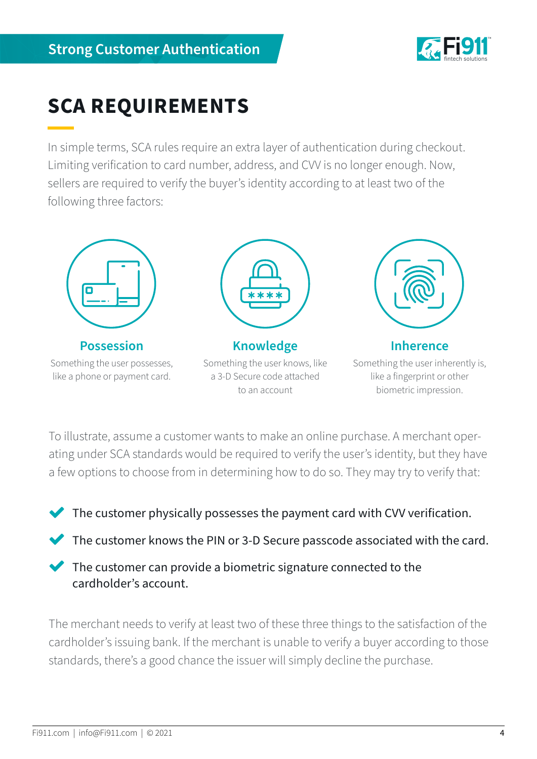# SCA REQUIREMENTS

In simple terms, SCA rules require an extra layer of authentication during checkout. Limiting verification to card number, address, and CVV is no longer enough. Now, sellers are required to verify the buyer's identity according to at least two of the following three factors:

### Possession

Something the user possesses, like a phone or payment card.

### Knowledge

Something the user knows, like a 3-D Secure code attached to an account

### Inherence

Something the user inherently is, like a fingerprint or other biometric impression.

To illustrate, assume a customer wants to make an online purchase. A merchant operating under SCA standards would be required to verify the user's identity, but they have a few options to choose from in determining how to do so. They may try to verify that:

- The customer physically possesses the payment card with CVV verification.
- The customer knows the PIN or 3-D Secure passcode associated with the card.
- The customer can provide a biometric signature connected to the cardholder's account.

The merchant needs to verify at least two of these three things to the satisfaction of the cardholder's issuing bank. If the merchant is unable to verify a buyer according to those standards, there's a good chance the issuer will simply decline the purchase.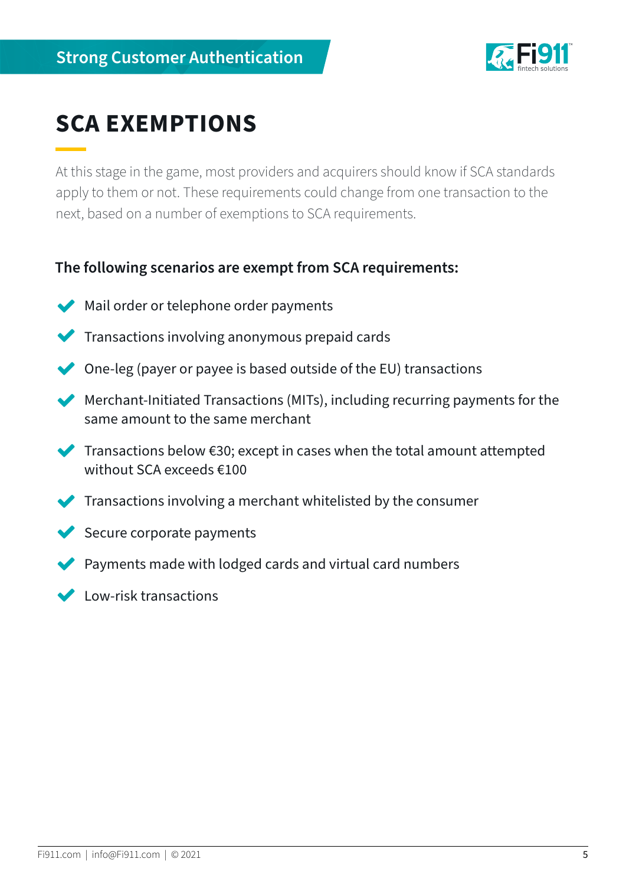# SCA EXEMPTIONS

At this stage in the game, most providers and acquirers should know if SCA standards apply to them or not. These requirements could change from one transaction to the next, based on a number of exemptions to SCA requirements.

**The following scenarios are exempt from SCA requirements:**

- Mail order or telephone order payments
- Transactions involving anonymous prepaid cards
- One-leg (payer or payee is based outside of the EU) transactions
- Merchant-Initiated Transactions (MITs), including recurring payments for the same amount to the same merchant
- Transactions below €30; except in cases when the total amount attempted without SCA exceeds €100
- Transactions involving a merchant whitelisted by the consumer
- Secure corporate payments
- Payments made with lodged cards and virtual card numbers
- Low-risk transactions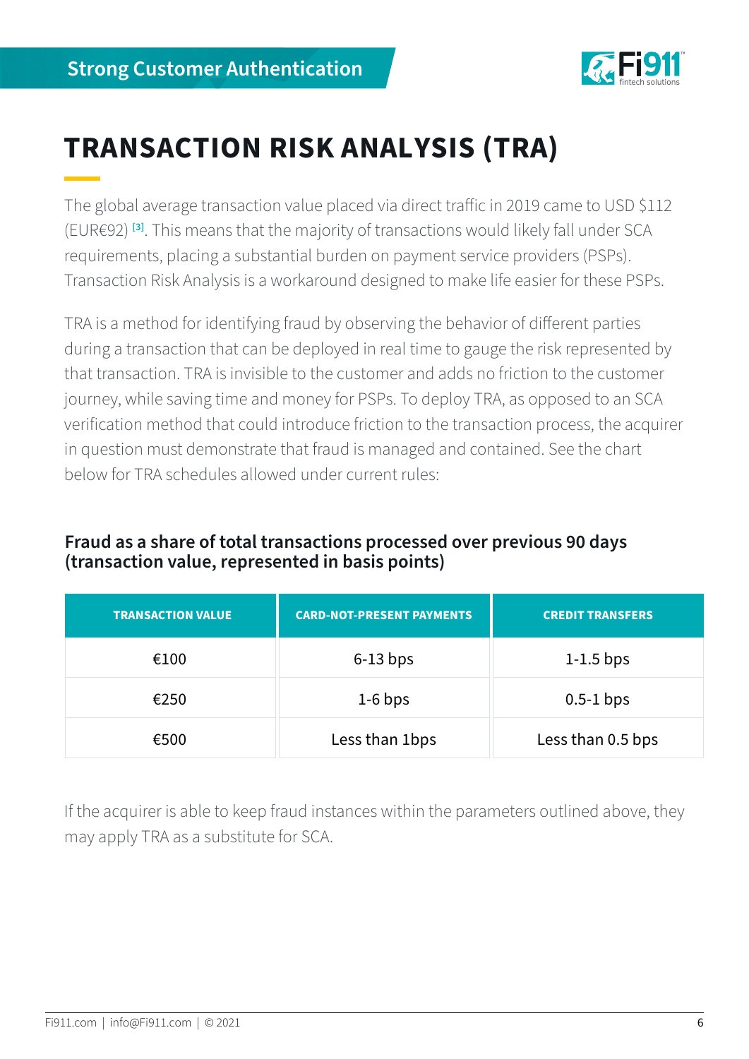# TRANSACTION RISK ANALYSIS (TRA)

The global average transaction value placed via direct traffic in 2019 came to USD $112 (EUR€92) [3]. This means that the majority of transactions would likely fall under SCA requirements, placing a substantial burden on payment service providers (PSPs). Transaction Risk Analysis is a workaround designed to make life easier for these PSPs.

TRA is a method for identifying fraud by observing the behavior of different parties during a transaction that can be deployed in real time to gauge the risk represented by that transaction. TRA is invisible to the customer and adds no friction to the customer journey, while saving time and money for PSPs. To deploy TRA, as opposed to an SCA verification method that could introduce friction to the transaction process, the acquirer in question must demonstrate that fraud is managed and contained. See the chart below for TRA schedules allowed under current rules:

**Fraud as a share of total transactions processed over previous 90 days (transaction value, represented in basis points)**

| TRANSACTION VALUE | CARD-NOT-PRESENT PAYMENTS | CREDIT TRANSFERS |
|---|---|---|
| €100 | 6-13 bps | 1-1.5 bps |
| €250 | 1-6 bps | 0.5-1 bps |
| €500 | Less than 1bps | Less than 0.5 bps |

If the acquirer is able to keep fraud instances within the parameters outlined above, they may apply TRA as a substitute for SCA.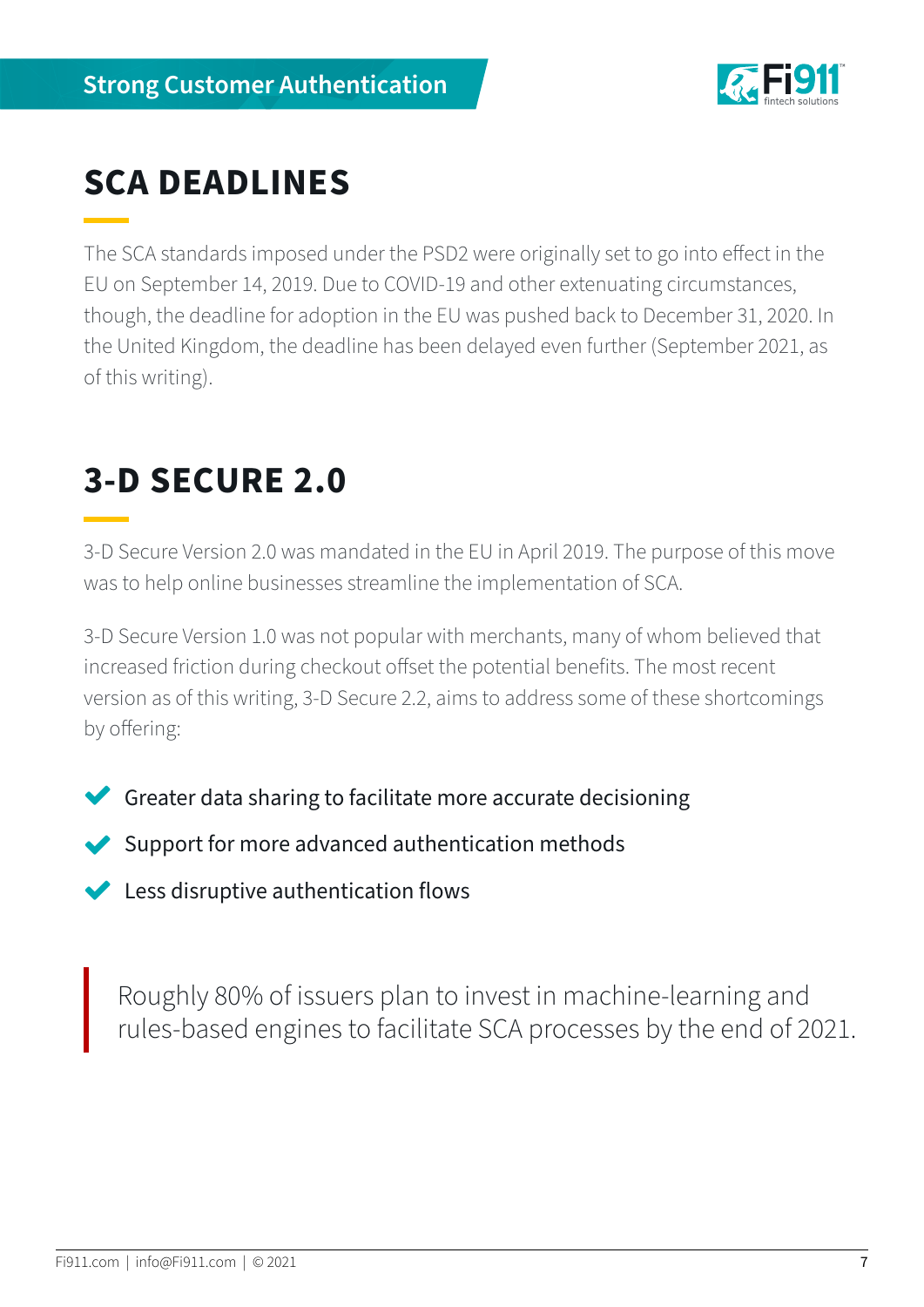## SCA DEADLINES

The SCA standards imposed under the PSD2 were originally set to go into effect in the EU on September 14, 2019. Due to COVID-19 and other extenuating circumstances, though, the deadline for adoption in the EU was pushed back to December 31, 2020. In the United Kingdom, the deadline has been delayed even further (September 2021, as of this writing).

## 3-D SECURE 2.0

3-D Secure Version 2.0 was mandated in the EU in April 2019. The purpose of this move was to help online businesses streamline the implementation of SCA.

3-D Secure Version 1.0 was not popular with merchants, many of whom believed that increased friction during checkout offset the potential benefits. The most recent version as of this writing, 3-D Secure 2.2, aims to address some of these shortcomings by offering:

- Greater data sharing to facilitate more accurate decisioning
- Support for more advanced authentication methods
- Less disruptive authentication flows

> Roughly 80% of issuers plan to invest in machine-learning and rules-based engines to facilitate SCA processes by the end of 2021.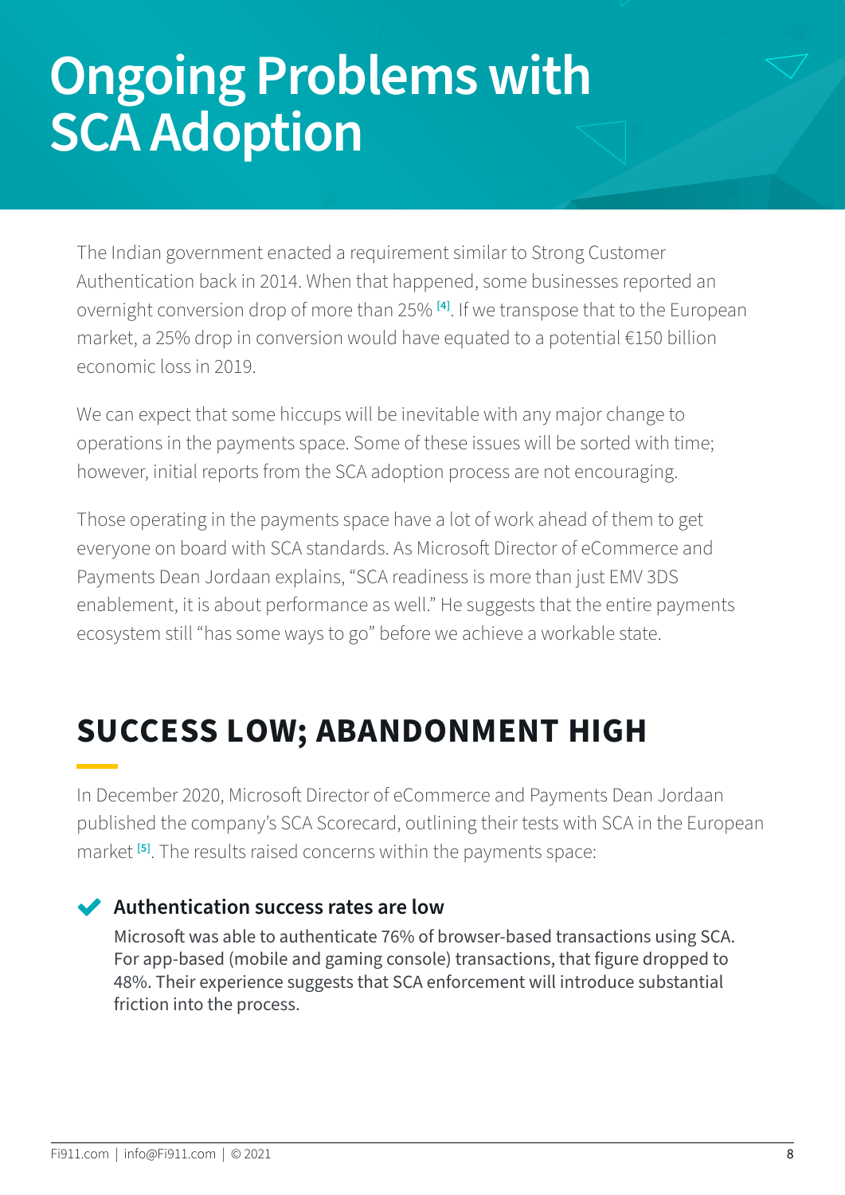# Ongoing Problems with SCA Adoption

The Indian government enacted a requirement similar to Strong Customer Authentication back in 2014. When that happened, some businesses reported an overnight conversion drop of more than 25% [4]. If we transpose that to the European market, a 25% drop in conversion would have equated to a potential €150 billion economic loss in 2019.

We can expect that some hiccups will be inevitable with any major change to operations in the payments space. Some of these issues will be sorted with time; however, initial reports from the SCA adoption process are not encouraging.

Those operating in the payments space have a lot of work ahead of them to get everyone on board with SCA standards. As Microsoft Director of eCommerce and Payments Dean Jordaan explains, "SCA readiness is more than just EMV 3DS enablement, it is about performance as well." He suggests that the entire payments ecosystem still "has some ways to go" before we achieve a workable state.

## SUCCESS LOW; ABANDONMENT HIGH

In December 2020, Microsoft Director of eCommerce and Payments Dean Jordaan published the company's SCA Scorecard, outlining their tests with SCA in the European market [5]. The results raised concerns within the payments space:

- **Authentication success rates are low**
  Microsoft was able to authenticate 76% of browser-based transactions using SCA. For app-based (mobile and gaming console) transactions, that figure dropped to 48%. Their experience suggests that SCA enforcement will introduce substantial friction into the process.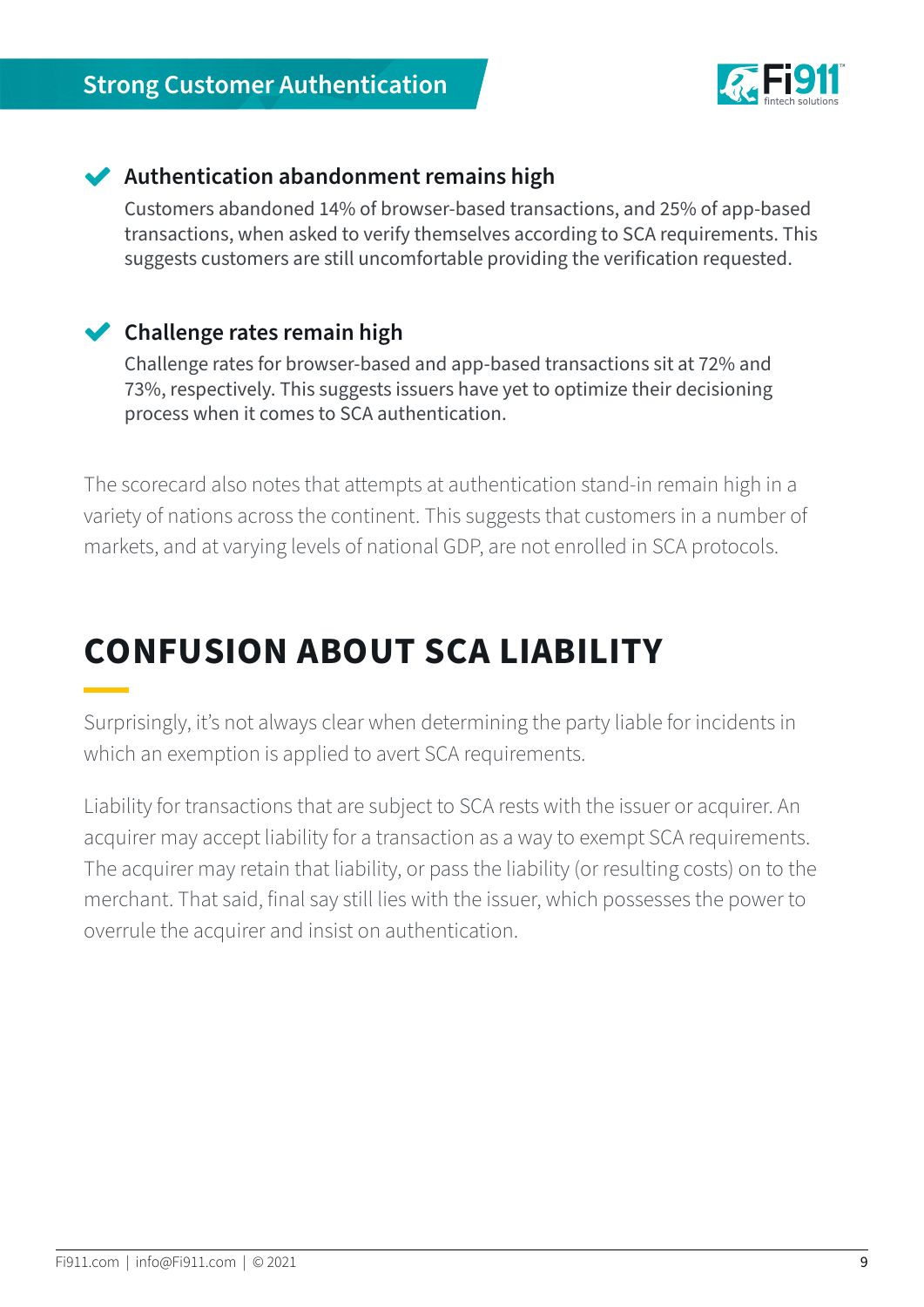- **Authentication abandonment remains high**
  Customers abandoned 14% of browser-based transactions, and 25% of app-based transactions, when asked to verify themselves according to SCA requirements. This suggests customers are still uncomfortable providing the verification requested.

- **Challenge rates remain high**
  Challenge rates for browser-based and app-based transactions sit at 72% and 73%, respectively. This suggests issuers have yet to optimize their decisioning process when it comes to SCA authentication.

The scorecard also notes that attempts at authentication stand-in remain high in a variety of nations across the continent. This suggests that customers in a number of markets, and at varying levels of national GDP, are not enrolled in SCA protocols.

## CONFUSION ABOUT SCA LIABILITY

Surprisingly, it's not always clear when determining the party liable for incidents in which an exemption is applied to avert SCA requirements.

Liability for transactions that are subject to SCA rests with the issuer or acquirer. An acquirer may accept liability for a transaction as a way to exempt SCA requirements. The acquirer may retain that liability, or pass the liability (or resulting costs) on to the merchant. That said, final say still lies with the issuer, which possesses the power to overrule the acquirer and insist on authentication.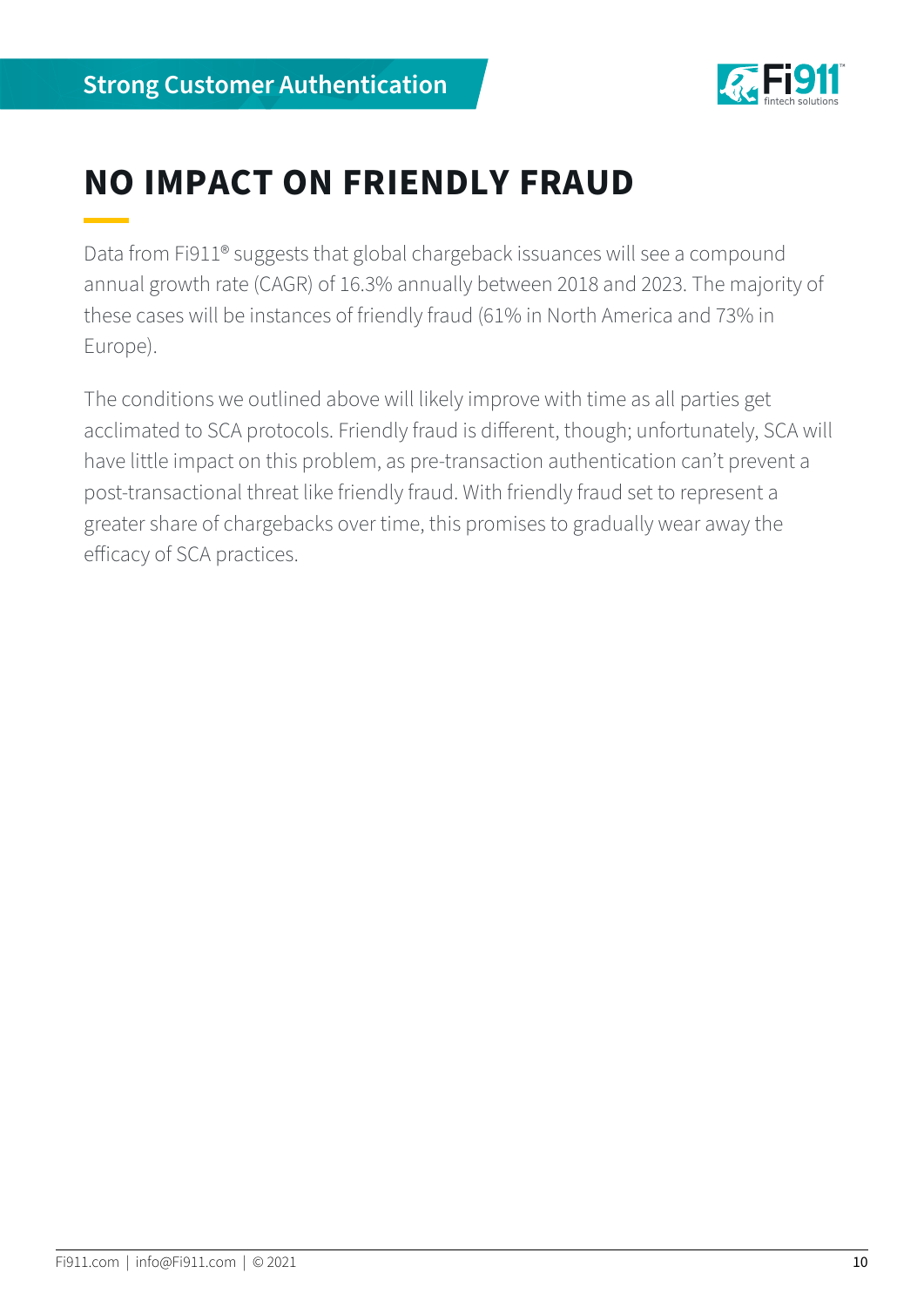# NO IMPACT ON FRIENDLY FRAUD

Data from Fi911® suggests that global chargeback issuances will see a compound annual growth rate (CAGR) of 16.3% annually between 2018 and 2023. The majority of these cases will be instances of friendly fraud (61% in North America and 73% in Europe).

The conditions we outlined above will likely improve with time as all parties get acclimated to SCA protocols. Friendly fraud is different, though; unfortunately, SCA will have little impact on this problem, as pre-transaction authentication can't prevent a post-transactional threat like friendly fraud. With friendly fraud set to represent a greater share of chargebacks over time, this promises to gradually wear away the efficacy of SCA practices.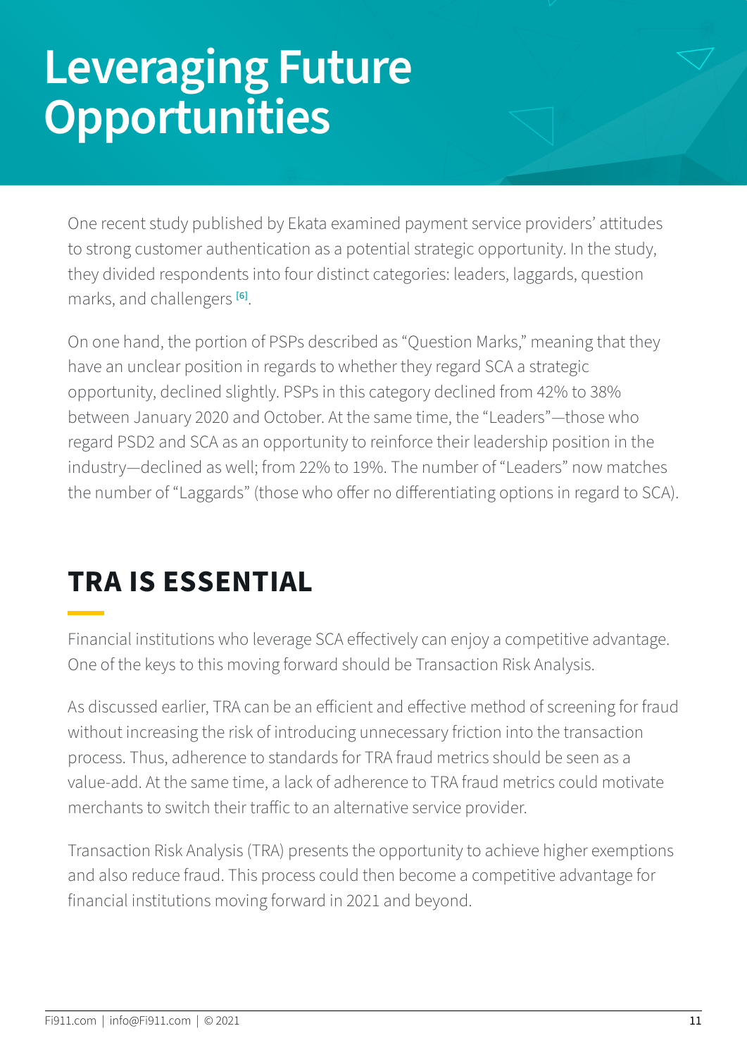# Leveraging Future Opportunities

One recent study published by Ekata examined payment service providers' attitudes to strong customer authentication as a potential strategic opportunity. In the study, they divided respondents into four distinct categories: leaders, laggards, question marks, and challengers [6].

On one hand, the portion of PSPs described as "Question Marks," meaning that they have an unclear position in regards to whether they regard SCA a strategic opportunity, declined slightly. PSPs in this category declined from 42% to 38% between January 2020 and October. At the same time, the "Leaders"—those who regard PSD2 and SCA as an opportunity to reinforce their leadership position in the industry—declined as well; from 22% to 19%. The number of "Leaders" now matches the number of "Laggards" (those who offer no differentiating options in regard to SCA).

## TRA IS ESSENTIAL

Financial institutions who leverage SCA effectively can enjoy a competitive advantage. One of the keys to this moving forward should be Transaction Risk Analysis.

As discussed earlier, TRA can be an efficient and effective method of screening for fraud without increasing the risk of introducing unnecessary friction into the transaction process. Thus, adherence to standards for TRA fraud metrics should be seen as a value-add. At the same time, a lack of adherence to TRA fraud metrics could motivate merchants to switch their traffic to an alternative service provider.

Transaction Risk Analysis (TRA) presents the opportunity to achieve higher exemptions and also reduce fraud. This process could then become a competitive advantage for financial institutions moving forward in 2021 and beyond.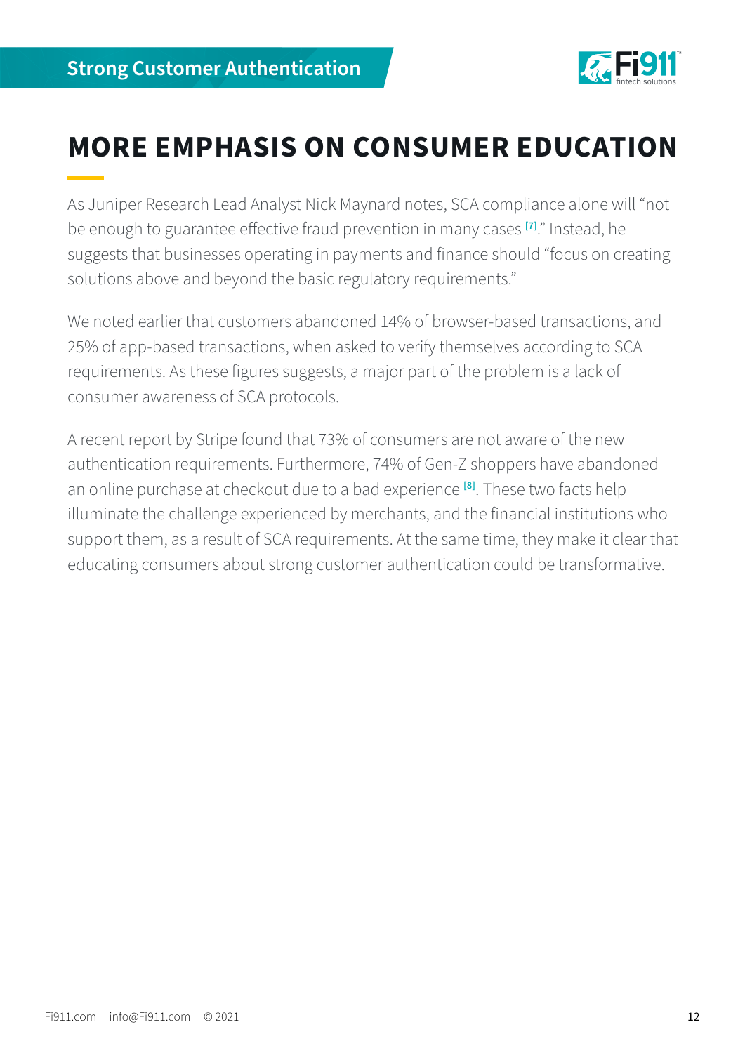# MORE EMPHASIS ON CONSUMER EDUCATION

As Juniper Research Lead Analyst Nick Maynard notes, SCA compliance alone will "not be enough to guarantee effective fraud prevention in many cases [7]." Instead, he suggests that businesses operating in payments and finance should "focus on creating solutions above and beyond the basic regulatory requirements."

We noted earlier that customers abandoned 14% of browser-based transactions, and 25% of app-based transactions, when asked to verify themselves according to SCA requirements. As these figures suggests, a major part of the problem is a lack of consumer awareness of SCA protocols.

A recent report by Stripe found that 73% of consumers are not aware of the new authentication requirements. Furthermore, 74% of Gen-Z shoppers have abandoned an online purchase at checkout due to a bad experience [8]. These two facts help illuminate the challenge experienced by merchants, and the financial institutions who support them, as a result of SCA requirements. At the same time, they make it clear that educating consumers about strong customer authentication could be transformative.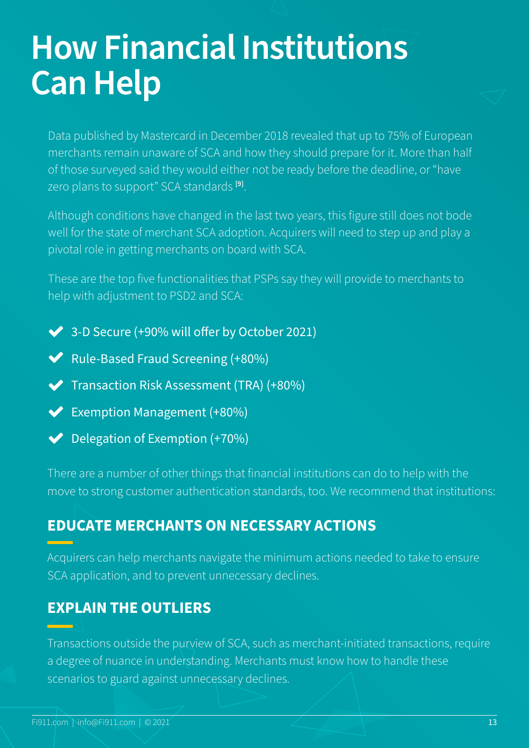# How Financial Institutions Can Help

Data published by Mastercard in December 2018 revealed that up to 75% of European merchants remain unaware of SCA and how they should prepare for it. More than half of those surveyed said they would either not be ready before the deadline, or "have zero plans to support" SCA standards [9].

Although conditions have changed in the last two years, this figure still does not bode well for the state of merchant SCA adoption. Acquirers will need to step up and play a pivotal role in getting merchants on board with SCA.

These are the top five functionalities that PSPs say they will provide to merchants to help with adjustment to PSD2 and SCA:

- 3-D Secure (+90% will offer by October 2021)
- Rule-Based Fraud Screening (+80%)
- Transaction Risk Assessment (TRA) (+80%)
- Exemption Management (+80%)
- Delegation of Exemption (+70%)

There are a number of other things that financial institutions can do to help with the move to strong customer authentication standards, too. We recommend that institutions:

## EDUCATE MERCHANTS ON NECESSARY ACTIONS

Acquirers can help merchants navigate the minimum actions needed to take to ensure SCA application, and to prevent unnecessary declines.

## EXPLAIN THE OUTLIERS

Transactions outside the purview of SCA, such as merchant-initiated transactions, require a degree of nuance in understanding. Merchants must know how to handle these scenarios to guard against unnecessary declines.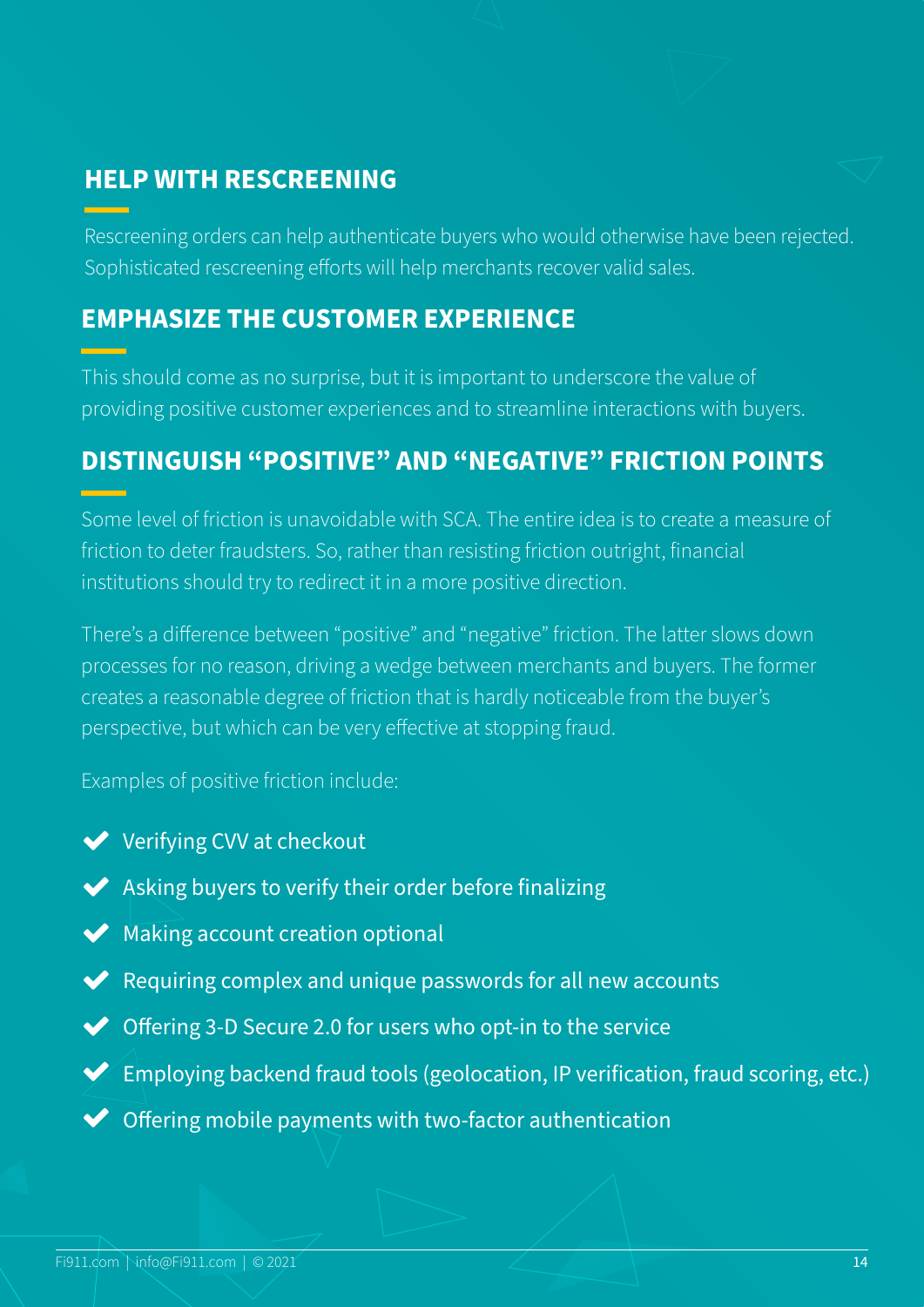## HELP WITH RESCREENING

Rescreening orders can help authenticate buyers who would otherwise have been rejected. Sophisticated rescreening efforts will help merchants recover valid sales.

## EMPHASIZE THE CUSTOMER EXPERIENCE

This should come as no surprise, but it is important to underscore the value of providing positive customer experiences and to streamline interactions with buyers.

## DISTINGUISH "POSITIVE" AND "NEGATIVE" FRICTION POINTS

Some level of friction is unavoidable with SCA. The entire idea is to create a measure of friction to deter fraudsters. So, rather than resisting friction outright, financial institutions should try to redirect it in a more positive direction.

There's a difference between "positive" and "negative" friction. The latter slows down processes for no reason, driving a wedge between merchants and buyers. The former creates a reasonable degree of friction that is hardly noticeable from the buyer's perspective, but which can be very effective at stopping fraud.

Examples of positive friction include:

- ✔ Verifying CVV at checkout
- ✔ Asking buyers to verify their order before finalizing
- ✔ Making account creation optional
- ✔ Requiring complex and unique passwords for all new accounts
- ✔ Offering 3-D Secure 2.0 for users who opt-in to the service
- ✔ Employing backend fraud tools (geolocation, IP verification, fraud scoring, etc.)
- ✔ Offering mobile payments with two-factor authentication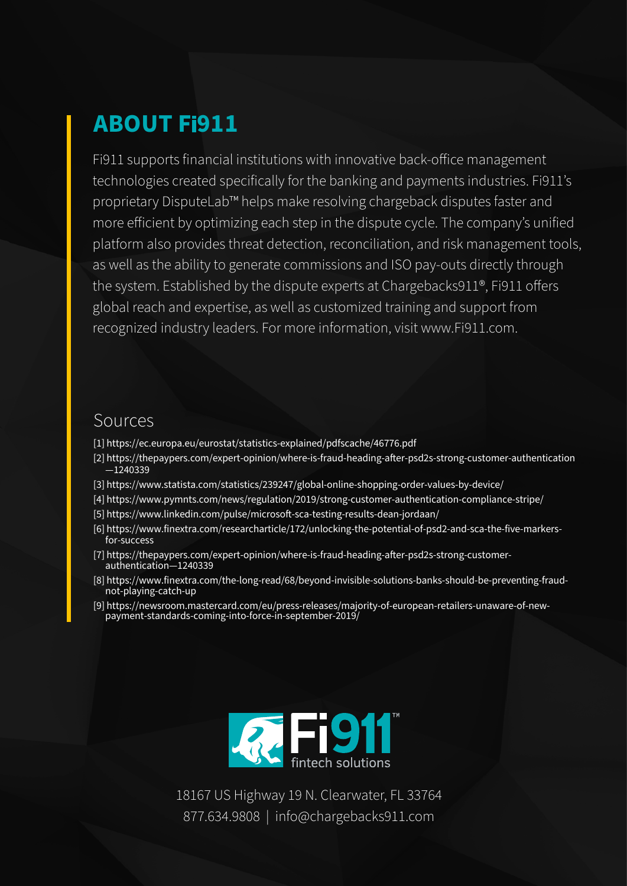## ABOUT Fi911

Fi911 supports financial institutions with innovative back-office management technologies created specifically for the banking and payments industries. Fi911's proprietary DisputeLab™ helps make resolving chargeback disputes faster and more efficient by optimizing each step in the dispute cycle. The company's unified platform also provides threat detection, reconciliation, and risk management tools, as well as the ability to generate commissions and ISO pay-outs directly through the system. Established by the dispute experts at Chargebacks911®, Fi911 offers global reach and expertise, as well as customized training and support from recognized industry leaders. For more information, visit www.Fi911.com.

### Sources

[1] https://ec.europa.eu/eurostat/statistics-explained/pdfscache/46776.pdf

[2] https://thepaypers.com/expert-opinion/where-is-fraud-heading-after-psd2s-strong-customer-authentication—1240339

[3] https://www.statista.com/statistics/239247/global-online-shopping-order-values-by-device/

[4] https://www.pymnts.com/news/regulation/2019/strong-customer-authentication-compliance-stripe/

[5] https://www.linkedin.com/pulse/microsoft-sca-testing-results-dean-jordaan/

[6] https://www.finextra.com/researcharticle/172/unlocking-the-potential-of-psd2-and-sca-the-five-markers-for-success

[7] https://thepaypers.com/expert-opinion/where-is-fraud-heading-after-psd2s-strong-customer-authentication—1240339

[8] https://www.finextra.com/the-long-read/68/beyond-invisible-solutions-banks-should-be-preventing-fraud-not-playing-catch-up

[9] https://newsroom.mastercard.com/eu/press-releases/majority-of-european-retailers-unaware-of-new-payment-standards-coming-into-force-in-september-2019/

Fi911™ fintech solutions

18167 US Highway 19 N. Clearwater, FL 33764
877.634.9808 | info@chargebacks911.com